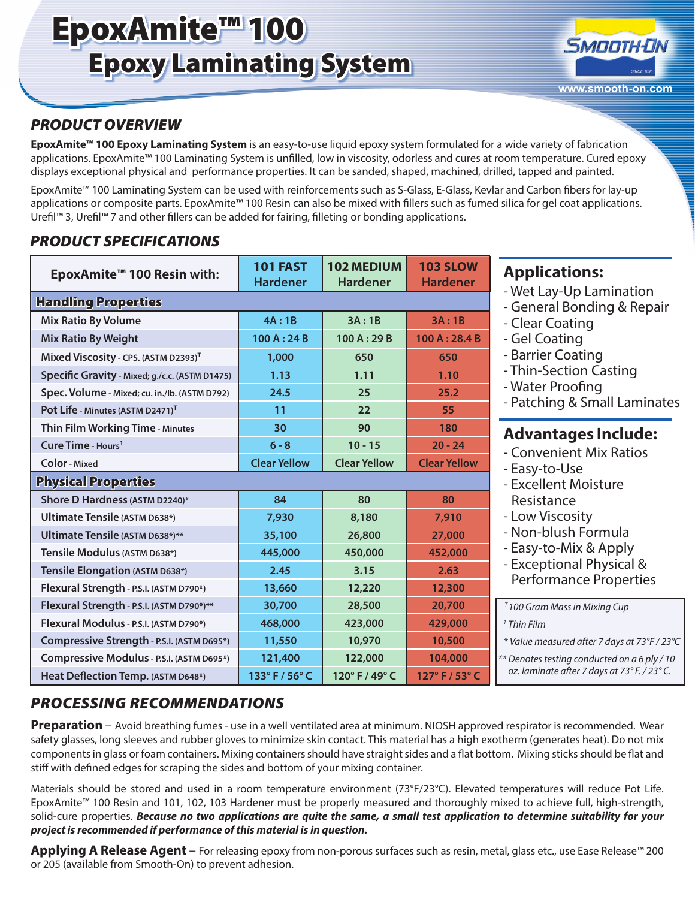# EpoxAmite™ 100
## Epoxy Laminating System

www.smooth-on.com

## PRODUCT OVERVIEW

**EpoxAmite™ 100 Epoxy Laminating System** is an easy-to-use liquid epoxy system formulated for a wide variety of fabrication applications. EpoxAmite™ 100 Laminating System is unfilled, low in viscosity, odorless and cures at room temperature. Cured epoxy displays exceptional physical and performance properties. It can be sanded, shaped, machined, drilled, tapped and painted.

EpoxAmite™ 100 Laminating System can be used with reinforcements such as S-Glass, E-Glass, Kevlar and Carbon fibers for lay-up applications or composite parts. EpoxAmite™ 100 Resin can also be mixed with fillers such as fumed silica for gel coat applications. Urefil™ 3, Urefil™ 7 and other fillers can be added for fairing, filleting or bonding applications.

## PRODUCT SPECIFICATIONS

| EpoxAmite™ 100 Resin with: | 101 FAST Hardener | 102 MEDIUM Hardener | 103 SLOW Hardener |
|---|---|---|---|
| **Handling Properties** | | | |
| Mix Ratio By Volume | 4A : 1B | 3A : 1B | 3A : 1B |
| Mix Ratio By Weight | 100 A : 24 B | 100 A : 29 B | 100 A : 28.4 B |
| Mixed Viscosity - CPS. (ASTM D2393)[T] | 1,000 | 650 | 650 |
| Specific Gravity - Mixed; g./c.c. (ASTM D1475) | 1.13 | 1.11 | 1.10 |
| Spec. Volume - Mixed; cu. in./lb. (ASTM D792) | 24.5 | 25 | 25.2 |
| Pot Life - Minutes (ASTM D2471)[T] | 11 | 22 | 55 |
| Thin Film Working Time - Minutes | 30 | 90 | 180 |
| Cure Time - Hours[1] | 6 - 8 | 10 - 15 | 20 - 24 |
| Color - Mixed | Clear Yellow | Clear Yellow | Clear Yellow |
| **Physical Properties** | | | |
| Shore D Hardness (ASTM D2240)* | 84 | 80 | 80 |
| Ultimate Tensile (ASTM D638*) | 7,930 | 8,180 | 7,910 |
| Ultimate Tensile (ASTM D638*)** | 35,100 | 26,800 | 27,000 |
| Tensile Modulus (ASTM D638*) | 445,000 | 450,000 | 452,000 |
| Tensile Elongation (ASTM D638*) | 2.45 | 3.15 | 2.63 |
| Flexural Strength - P.S.I. (ASTM D790*) | 13,660 | 12,220 | 12,300 |
| Flexural Strength - P.S.I. (ASTM D790*)** | 30,700 | 28,500 | 20,700 |
| Flexural Modulus - P.S.I. (ASTM D790*) | 468,000 | 423,000 | 429,000 |
| Compressive Strength - P.S.I. (ASTM D695*) | 11,550 | 10,970 | 10,500 |
| Compressive Modulus - P.S.I. (ASTM D695*) | 121,400 | 122,000 | 104,000 |
| Heat Deflection Temp. (ASTM D648*) | 133° F / 56° C | 120° F / 49° C | 127° F / 53° C |

### Applications:
- Wet Lay-Up Lamination
- General Bonding & Repair
- Clear Coating
- Gel Coating
- Barrier Coating
- Thin-Section Casting
- Water Proofing
- Patching & Small Laminates

### Advantages Include:
- Convenient Mix Ratios
- Easy-to-Use
- Excellent Moisture Resistance
- Low Viscosity
- Non-blush Formula
- Easy-to-Mix & Apply
- Exceptional Physical & Performance Properties

*[T] 100 Gram Mass in Mixing Cup*

*[1] Thin Film*

*\* Value measured after 7 days at 73°F / 23°C*

*\*\* Denotes testing conducted on a 6 ply / 10 oz. laminate after 7 days at 73° F. / 23° C.*

## PROCESSING RECOMMENDATIONS

**Preparation** – Avoid breathing fumes - use in a well ventilated area at minimum. NIOSH approved respirator is recommended. Wear safety glasses, long sleeves and rubber gloves to minimize skin contact. This material has a high exotherm (generates heat). Do not mix components in glass or foam containers. Mixing containers should have straight sides and a flat bottom. Mixing sticks should be flat and stiff with defined edges for scraping the sides and bottom of your mixing container.

Materials should be stored and used in a room temperature environment (73°F/23°C). Elevated temperatures will reduce Pot Life. EpoxAmite™ 100 Resin and 101, 102, 103 Hardener must be properly measured and thoroughly mixed to achieve full, high-strength, solid-cure properties. ***Because no two applications are quite the same, a small test application to determine suitability for your project is recommended if performance of this material is in question.***

**Applying A Release Agent** – For releasing epoxy from non-porous surfaces such as resin, metal, glass etc., use Ease Release™ 200 or 205 (available from Smooth-On) to prevent adhesion.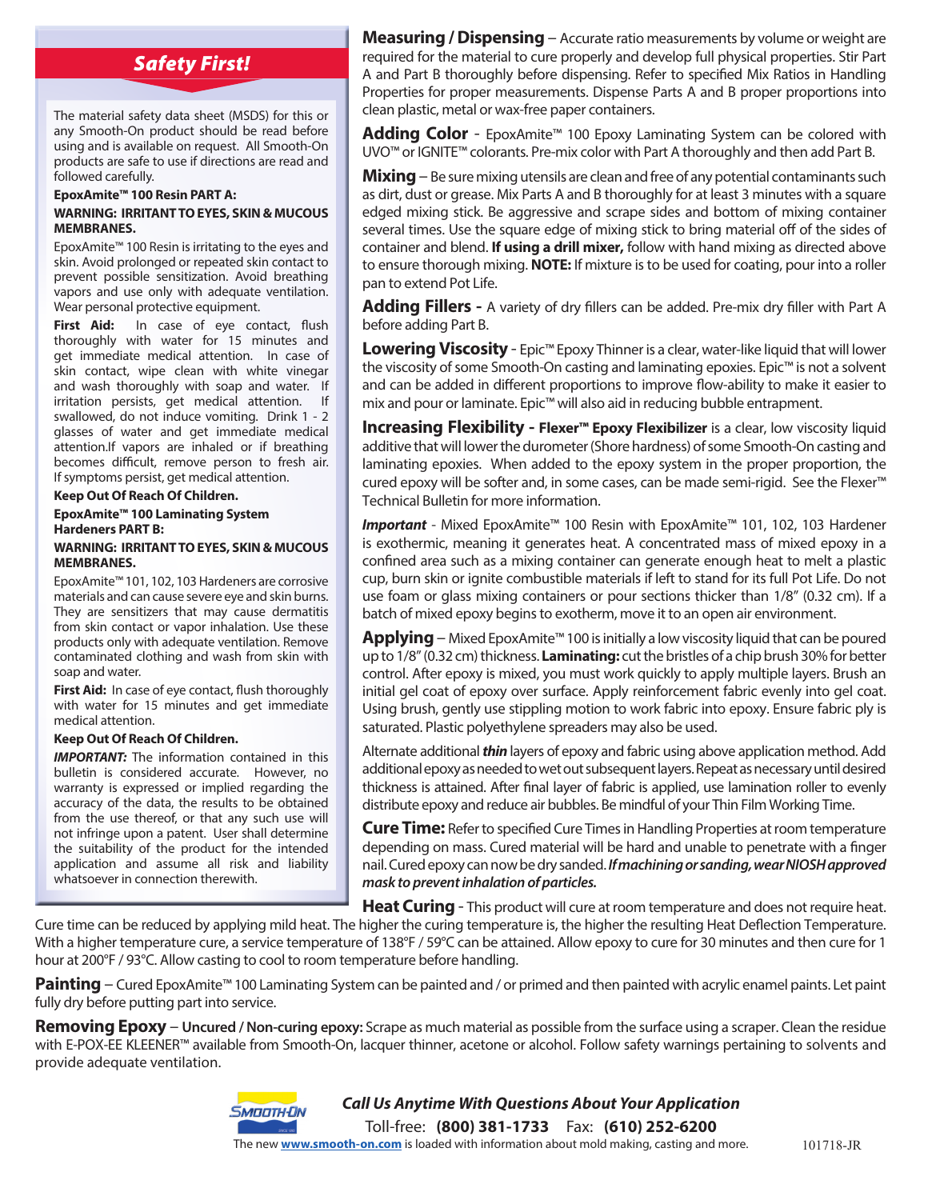## Safety First!

The material safety data sheet (MSDS) for this or any Smooth-On product should be read before using and is available on request. All Smooth-On products are safe to use if directions are read and followed carefully.

**EpoxAmite™ 100 Resin PART A:**

**WARNING: IRRITANT TO EYES, SKIN & MUCOUS MEMBRANES.**

EpoxAmite™ 100 Resin is irritating to the eyes and skin. Avoid prolonged or repeated skin contact to prevent possible sensitization. Avoid breathing vapors and use only with adequate ventilation. Wear personal protective equipment.

**First Aid:** In case of eye contact, flush thoroughly with water for 15 minutes and get immediate medical attention. In case of skin contact, wipe clean with white vinegar and wash thoroughly with soap and water. If irritation persists, get medical attention. If swallowed, do not induce vomiting. Drink 1 - 2 glasses of water and get immediate medical attention.If vapors are inhaled or if breathing becomes difficult, remove person to fresh air. If symptoms persist, get medical attention.

**Keep Out Of Reach Of Children.**

**EpoxAmite™ 100 Laminating System Hardeners PART B:**

**WARNING: IRRITANT TO EYES, SKIN & MUCOUS MEMBRANES.**

EpoxAmite™ 101, 102, 103 Hardeners are corrosive materials and can cause severe eye and skin burns. They are sensitizers that may cause dermatitis from skin contact or vapor inhalation. Use these products only with adequate ventilation. Remove contaminated clothing and wash from skin with soap and water.

**First Aid:** In case of eye contact, flush thoroughly with water for 15 minutes and get immediate medical attention.

**Keep Out Of Reach Of Children.**

***IMPORTANT:*** The information contained in this bulletin is considered accurate. However, no warranty is expressed or implied regarding the accuracy of the data, the results to be obtained from the use thereof, or that any such use will not infringe upon a patent. User shall determine the suitability of the product for the intended application and assume all risk and liability whatsoever in connection therewith.

**Measuring / Dispensing** – Accurate ratio measurements by volume or weight are required for the material to cure properly and develop full physical properties. Stir Part A and Part B thoroughly before dispensing. Refer to specified Mix Ratios in Handling Properties for proper measurements. Dispense Parts A and B proper proportions into clean plastic, metal or wax-free paper containers.

**Adding Color** - EpoxAmite™ 100 Epoxy Laminating System can be colored with UVO™ or IGNITE™ colorants. Pre-mix color with Part A thoroughly and then add Part B.

**Mixing** – Be sure mixing utensils are clean and free of any potential contaminants such as dirt, dust or grease. Mix Parts A and B thoroughly for at least 3 minutes with a square edged mixing stick. Be aggressive and scrape sides and bottom of mixing container several times. Use the square edge of mixing stick to bring material off of the sides of container and blend. **If using a drill mixer,** follow with hand mixing as directed above to ensure thorough mixing. **NOTE:** If mixture is to be used for coating, pour into a roller pan to extend Pot Life.

**Adding Fillers -** A variety of dry fillers can be added. Pre-mix dry filler with Part A before adding Part B.

**Lowering Viscosity** - Epic™ Epoxy Thinner is a clear, water-like liquid that will lower the viscosity of some Smooth-On casting and laminating epoxies. Epic™ is not a solvent and can be added in different proportions to improve flow-ability to make it easier to mix and pour or laminate. Epic™ will also aid in reducing bubble entrapment.

**Increasing Flexibility - Flexer™ Epoxy Flexibilizer** is a clear, low viscosity liquid additive that will lower the durometer (Shore hardness) of some Smooth-On casting and laminating epoxies. When added to the epoxy system in the proper proportion, the cured epoxy will be softer and, in some cases, can be made semi-rigid. See the Flexer™ Technical Bulletin for more information.

***Important*** - Mixed EpoxAmite™ 100 Resin with EpoxAmite™ 101, 102, 103 Hardener is exothermic, meaning it generates heat. A concentrated mass of mixed epoxy in a confined area such as a mixing container can generate enough heat to melt a plastic cup, burn skin or ignite combustible materials if left to stand for its full Pot Life. Do not use foam or glass mixing containers or pour sections thicker than 1/8" (0.32 cm). If a batch of mixed epoxy begins to exotherm, move it to an open air environment.

**Applying** – Mixed EpoxAmite™ 100 is initially a low viscosity liquid that can be poured up to 1/8" (0.32 cm) thickness. **Laminating:** cut the bristles of a chip brush 30% for better control. After epoxy is mixed, you must work quickly to apply multiple layers. Brush an initial gel coat of epoxy over surface. Apply reinforcement fabric evenly into gel coat. Using brush, gently use stippling motion to work fabric into epoxy. Ensure fabric ply is saturated. Plastic polyethylene spreaders may also be used.

Alternate additional ***thin*** layers of epoxy and fabric using above application method. Add additional epoxy as needed to wet out subsequent layers. Repeat as necessary until desired thickness is attained. After final layer of fabric is applied, use lamination roller to evenly distribute epoxy and reduce air bubbles. Be mindful of your Thin Film Working Time.

**Cure Time:** Refer to specified Cure Times in Handling Properties at room temperature depending on mass. Cured material will be hard and unable to penetrate with a finger nail. Cured epoxy can now be dry sanded. ***If machining or sanding, wear NIOSH approved mask to prevent inhalation of particles.***

**Heat Curing** - This product will cure at room temperature and does not require heat. Cure time can be reduced by applying mild heat. The higher the curing temperature is, the higher the resulting Heat Deflection Temperature. With a higher temperature cure, a service temperature of 138°F / 59°C can be attained. Allow epoxy to cure for 30 minutes and then cure for 1 hour at 200°F / 93°C. Allow casting to cool to room temperature before handling.

**Painting** – Cured EpoxAmite™ 100 Laminating System can be painted and / or primed and then painted with acrylic enamel paints. Let paint fully dry before putting part into service.

**Removing Epoxy** – **Uncured / Non-curing epoxy:** Scrape as much material as possible from the surface using a scraper. Clean the residue with E-POX-EE KLEENER™ available from Smooth-On, lacquer thinner, acetone or alcohol. Follow safety warnings pertaining to solvents and provide adequate ventilation.

***Call Us Anytime With Questions About Your Application***

Toll-free: **(800) 381-1733** Fax: **(610) 252-6200**

The new **www.smooth-on.com** is loaded with information about mold making, casting and more.

101718-JR